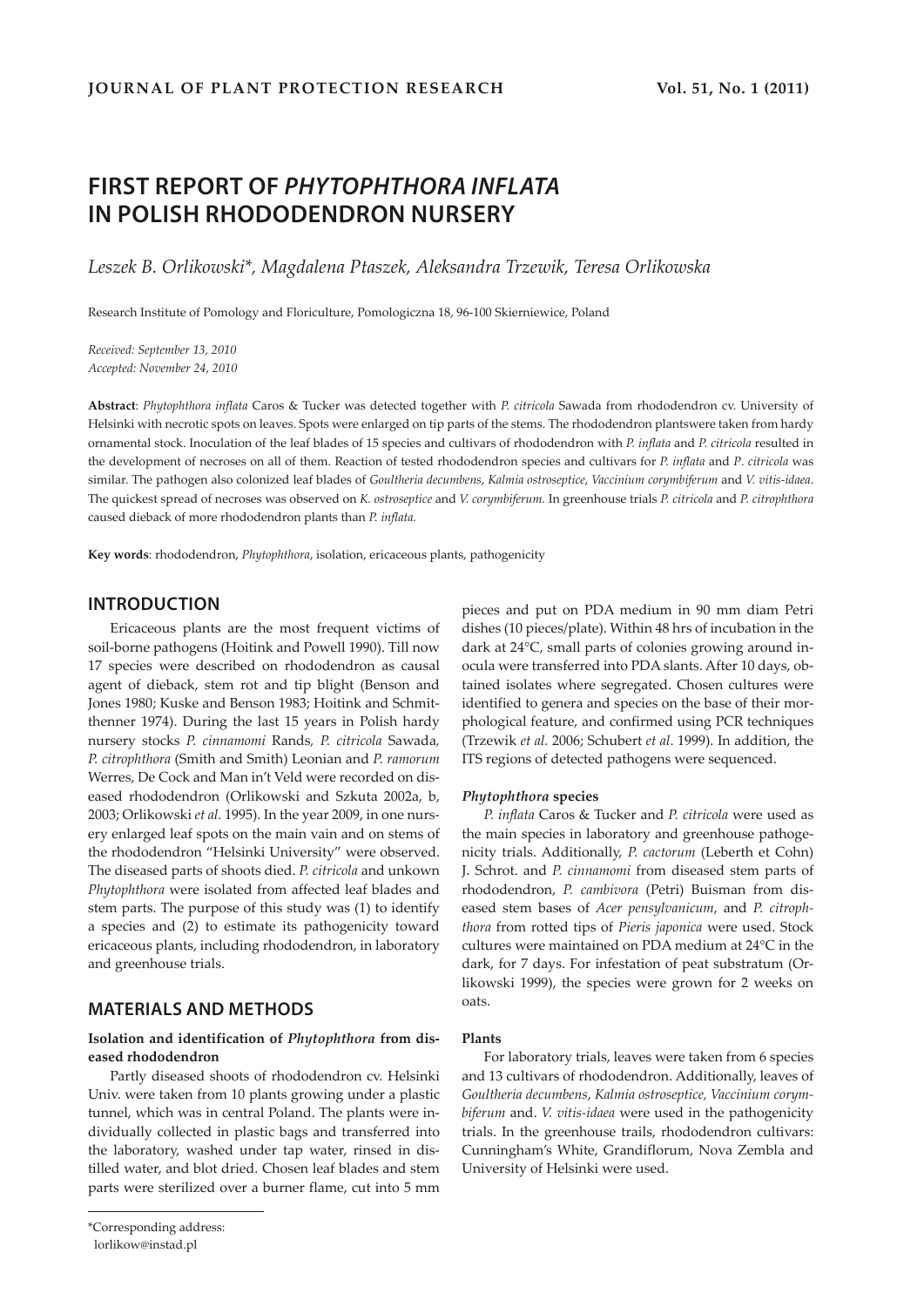# FIRST REPORT OF *PHYTOPHTHORA INFLATA* IN POLISH RHODODENDRON NURSERY

*Leszek B. Orlikowski\*, Magdalena Ptaszek, Aleksandra Trzewik, Teresa Orlikowska*

Research Institute of Pomology and Floriculture, Pomologiczna 18, 96-100 Skierniewice, Poland

*Received: September 13, 2010*
*Accepted: November 24, 2010*

**Abstract**: *Phytophthora inflata* Caros & Tucker was detected together with *P. citricola* Sawada from rhododendron cv. University of Helsinki with necrotic spots on leaves. Spots were enlarged on tip parts of the stems. The rhododendron plantswere taken from hardy ornamental stock. Inoculation of the leaf blades of 15 species and cultivars of rhododendron with *P. inflata* and *P. citricola* resulted in the development of necroses on all of them. Reaction of tested rhododendron species and cultivars for *P. inflata* and *P. citricola* was similar. The pathogen also colonized leaf blades of *Goultheria decumbens*, *Kalmia ostroseptice*, *Vaccinium corymbiferum* and *V. vitis-idaea*. The quickest spread of necroses was observed on *K. ostroseptice* and *V. corymbiferum.* In greenhouse trials *P. citricola* and *P. citrophthora* caused dieback of more rhododendron plants than *P. inflata.*

**Key words**: rhododendron, *Phytophthora*, isolation, ericaceous plants, pathogenicity

## INTRODUCTION

Ericaceous plants are the most frequent victims of soil-borne pathogens (Hoitink and Powell 1990). Till now 17 species were described on rhododendron as causal agent of dieback, stem rot and tip blight (Benson and Jones 1980; Kuske and Benson 1983; Hoitink and Schmitthenner 1974). During the last 15 years in Polish hardy nursery stocks *P. cinnamomi* Rands, *P. citricola* Sawada, *P. citrophthora* (Smith and Smith) Leonian and *P. ramorum* Werres, De Cock and Man in't Veld were recorded on diseased rhododendron (Orlikowski and Szkuta 2002a, b, 2003; Orlikowski *et al.* 1995). In the year 2009, in one nursery enlarged leaf spots on the main vain and on stems of the rhododendron "Helsinki University" were observed. The diseased parts of shoots died. *P. citricola* and unkown *Phytophthora* were isolated from affected leaf blades and stem parts. The purpose of this study was (1) to identify a species and (2) to estimate its pathogenicity toward ericaceous plants, including rhododendron, in laboratory and greenhouse trials.

## MATERIALS AND METHODS

### Isolation and identification of *Phytophthora* from diseased rhododendron

Partly diseased shoots of rhododendron cv. Helsinki Univ. were taken from 10 plants growing under a plastic tunnel, which was in central Poland. The plants were individually collected in plastic bags and transferred into the laboratory, washed under tap water, rinsed in distilled water, and blot dried. Chosen leaf blades and stem parts were sterilized over a burner flame, cut into 5 mm pieces and put on PDA medium in 90 mm diam Petri dishes (10 pieces/plate). Within 48 hrs of incubation in the dark at 24°C, small parts of colonies growing around inocula were transferred into PDA slants. After 10 days, obtained isolates where segregated. Chosen cultures were identified to genera and species on the base of their morphological feature, and confirmed using PCR techniques (Trzewik *et al.* 2006; Schubert *et al.* 1999). In addition, the ITS regions of detected pathogens were sequenced.

### *Phytophthora* species

*P. inflata* Caros & Tucker and *P. citricola* were used as the main species in laboratory and greenhouse pathogenicity trials. Additionally, *P. cactorum* (Leberth et Cohn) J. Schrot. and *P. cinnamomi* from diseased stem parts of rhododendron, *P. cambivora* (Petri) Buisman from diseased stem bases of *Acer pensylvanicum*, and *P. citrophthora* from rotted tips of *Pieris japonica* were used. Stock cultures were maintained on PDA medium at 24°C in the dark, for 7 days. For infestation of peat substratum (Orlikowski 1999), the species were grown for 2 weeks on oats.

### Plants

For laboratory trials, leaves were taken from 6 species and 13 cultivars of rhododendron. Additionally, leaves of *Goultheria decumbens*, *Kalmia ostroseptice, Vaccinium corymbiferum* and. *V. vitis-idaea* were used in the pathogenicity trials. In the greenhouse trails, rhododendron cultivars: Cunningham's White, Grandiflorum, Nova Zembla and University of Helsinki were used.

---

\*Corresponding address:
lorlikow@instad.pl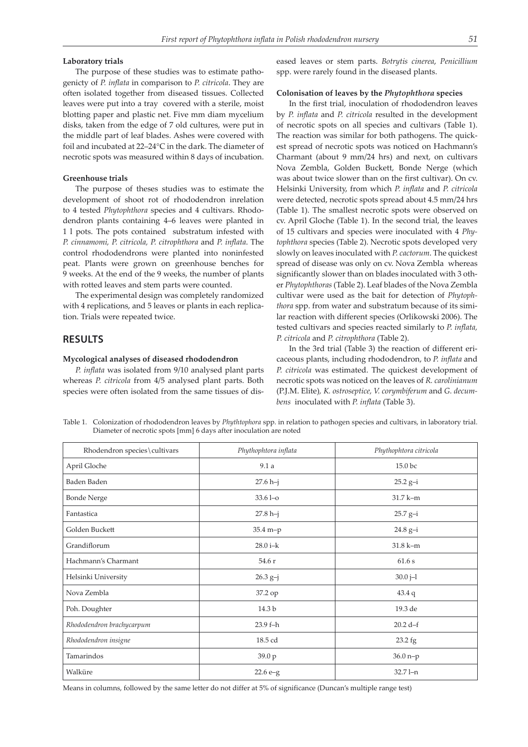#### Laboratory trials

The purpose of these studies was to estimate pathogenicty of *P. inflata* in comparison to *P. citricola*. They are often isolated together from diseased tissues. Collected leaves were put into a tray covered with a sterile, moist blotting paper and plastic net. Five mm diam mycelium disks, taken from the edge of 7 old cultures, were put in the middle part of leaf blades. Ashes were covered with foil and incubated at 22–24°C in the dark. The diameter of necrotic spots was measured within 8 days of incubation.

#### Greenhouse trials

The purpose of theses studies was to estimate the development of shoot rot of rhododendron inrelation to 4 tested *Phytophthora* species and 4 cultivars. Rhododendron plants containing 4–6 leaves were planted in 1 l pots. The pots contained substratum infested with *P. cinnamomi, P. citricola, P. citrophthora* and *P. inflata*. The control rhododendrons were planted into noninfested peat. Plants were grown on greenhouse benches for 9 weeks. At the end of the 9 weeks, the number of plants with rotted leaves and stem parts were counted.

The experimental design was completely randomized with 4 replications, and 5 leaves or plants in each replication. Trials were repeated twice.

## RESULTS

#### Mycological analyses of diseased rhododendron

*P. inflata* was isolated from 9/10 analysed plant parts whereas *P. citricola* from 4/5 analysed plant parts. Both species were often isolated from the same tissues of diseased leaves or stem parts. *Botrytis cinerea*, *Penicillium* spp. were rarely found in the diseased plants.

#### Colonisation of leaves by the *Phytophthora* species

In the first trial, inoculation of rhododendron leaves by *P. inflata* and *P. citricola* resulted in the development of necrotic spots on all species and cultivars (Table 1). The reaction was similar for both pathogens. The quickest spread of necrotic spots was noticed on Hachmann's Charmant (about 9 mm/24 hrs) and next, on cultivars Nova Zembla, Golden Buckett, Bonde Nerge (which was about twice slower than on the first cultivar). On cv. Helsinki University, from which *P. inflata* and *P. citricola* were detected, necrotic spots spread about 4.5 mm/24 hrs (Table 1). The smallest necrotic spots were observed on cv. April Gloche (Table 1). In the second trial, the leaves of 15 cultivars and species were inoculated with 4 *Phytophthora* species (Table 2). Necrotic spots developed very slowly on leaves inoculated with *P. cactorum*. The quickest spread of disease was only on cv. Nova Zembla whereas significantly slower than on blades inoculated with 3 other *Phytophthoras* (Table 2). Leaf blades of the Nova Zembla cultivar were used as the bait for detection of *Phytophthora* spp. from water and substratum because of its similar reaction with different species (Orlikowski 2006). The tested cultivars and species reacted similarly to *P. inflata, P. citricola* and *P. citrophthora* (Table 2).

In the 3rd trial (Table 3) the reaction of different ericaceous plants, including rhododendron, to *P. inflata* and *P. citricola* was estimated. The quickest development of necrotic spots was noticed on the leaves of *R. carolinianum* (P.J.M. Elite)*, K. ostroseptice, V. corymbiferum* and *G. decumbens* inoculated with *P. inflata* (Table 3).

Table 1. Colonization of rhododendron leaves by *Phyhtophora* spp. in relation to pathogen species and cultivars, in laboratory trial. Diameter of necrotic spots [mm] 6 days after inoculation are noted

| Rhodendron species\cultivars | *Phythophtora inflata* | *Phythophtora citricola* |
|---|---|---|
| April Gloche | 9.1 a | 15.0 bc |
| Baden Baden | 27.6 h–j | 25.2 g–i |
| Bonde Nerge | 33.6 l–o | 31.7 k–m |
| Fantastica | 27.8 h–j | 25.7 g–i |
| Golden Buckett | 35.4 m–p | 24.8 g–i |
| Grandiflorum | 28.0 i–k | 31.8 k–m |
| Hachmann's Charmant | 54.6 r | 61.6 s |
| Helsinki University | 26.3 g–j | 30.0 j–l |
| Nova Zembla | 37.2 op | 43.4 q |
| Poh. Doughter | 14.3 b | 19.3 de |
| *Rhododendron brachycarpum* | 23.9 f–h | 20.2 d–f |
| *Rhododendron insigne* | 18.5 cd | 23.2 fg |
| Tamarindos | 39.0 p | 36.0 n–p |
| Walküre | 22.6 e–g | 32.7 l–n |

Means in columns, followed by the same letter do not differ at 5% of significance (Duncan's multiple range test)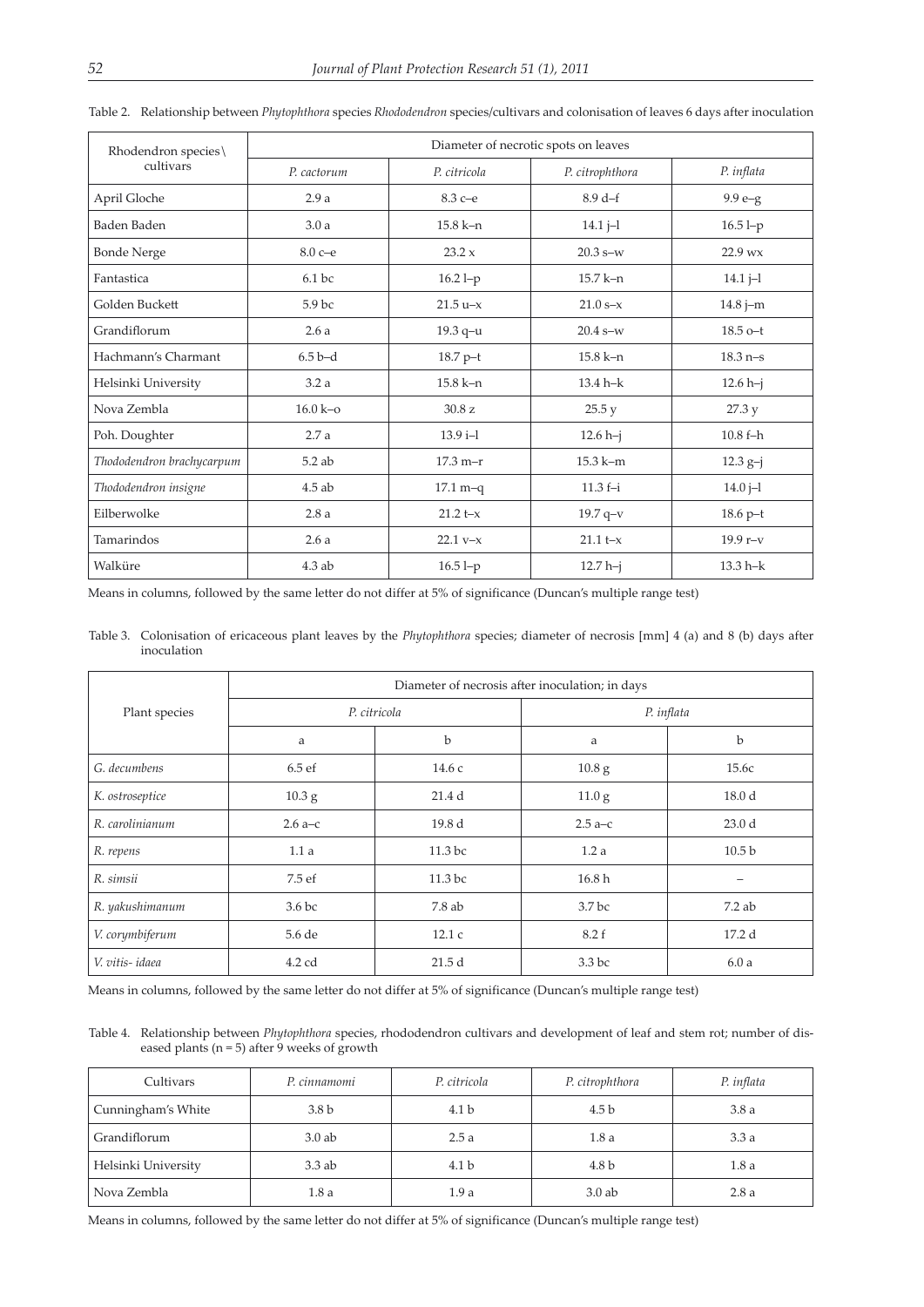Table 2. Relationship between *Phytophthora* species *Rhododendron* species/cultivars and colonisation of leaves 6 days after inoculation

| Rhodendron species\ cultivars | Diameter of necrotic spots on leaves | | | |
|---|---|---|---|---|
| | *P. cactorum* | *P. citricola* | *P. citrophthora* | *P. inflata* |
| April Gloche | 2.9 a | 8.3 c–e | 8.9 d–f | 9.9 e–g |
| Baden Baden | 3.0 a | 15.8 k–n | 14.1 j–l | 16.5 l–p |
| Bonde Nerge | 8.0 c–e | 23.2 x | 20.3 s–w | 22.9 wx |
| Fantastica | 6.1 bc | 16.2 l–p | 15.7 k–n | 14.1 j–l |
| Golden Buckett | 5.9 bc | 21.5 u–x | 21.0 s–x | 14.8 j–m |
| Grandiflorum | 2.6 a | 19.3 q–u | 20.4 s–w | 18.5 o–t |
| Hachmann's Charmant | 6.5 b–d | 18.7 p–t | 15.8 k–n | 18.3 n–s |
| Helsinki University | 3.2 a | 15.8 k–n | 13.4 h–k | 12.6 h–j |
| Nova Zembla | 16.0 k–o | 30.8 z | 25.5 y | 27.3 y |
| Poh. Doughter | 2.7 a | 13.9 i–l | 12.6 h–j | 10.8 f–h |
| *Thododendron brachycarpum* | 5.2 ab | 17.3 m–r | 15.3 k–m | 12.3 g–j |
| *Thododendron insigne* | 4.5 ab | 17.1 m–q | 11.3 f–i | 14.0 j–l |
| Eilberwolke | 2.8 a | 21.2 t–x | 19.7 q–v | 18.6 p–t |
| Tamarindos | 2.6 a | 22.1 v–x | 21.1 t–x | 19.9 r–v |
| Walküre | 4.3 ab | 16.5 l–p | 12.7 h–j | 13.3 h–k |

Means in columns, followed by the same letter do not differ at 5% of significance (Duncan's multiple range test)

Table 3. Colonisation of ericaceous plant leaves by the *Phytophthora* species; diameter of necrosis [mm] 4 (a) and 8 (b) days after inoculation

| Plant species | Diameter of necrosis after inoculation; in days | | | |
|---|---|---|---|---|
| | *P. citricola* | | *P. inflata* | |
| | a | b | a | b |
| *G. decumbens* | 6.5 ef | 14.6 c | 10.8 g | 15.6c |
| *K. ostroseptice* | 10.3 g | 21.4 d | 11.0 g | 18.0 d |
| *R. carolinianum* | 2.6 a–c | 19.8 d | 2.5 a–c | 23.0 d |
| *R. repens* | 1.1 a | 11.3 bc | 1.2 a | 10.5 b |
| *R. simsii* | 7.5 ef | 11.3 bc | 16.8 h | – |
| *R. yakushimanum* | 3.6 bc | 7.8 ab | 3.7 bc | 7.2 ab |
| *V. corymbiferum* | 5.6 de | 12.1 c | 8.2 f | 17.2 d |
| *V. vitis- idaea* | 4.2 cd | 21.5 d | 3.3 bc | 6.0 a |

Means in columns, followed by the same letter do not differ at 5% of significance (Duncan's multiple range test)

Table 4. Relationship between *Phytophthora* species, rhododendron cultivars and development of leaf and stem rot; number of diseased plants (n = 5) after 9 weeks of growth

| Cultivars | *P. cinnamomi* | *P. citricola* | *P. citrophthora* | *P. inflata* |
|---|---|---|---|---|
| Cunningham's White | 3.8 b | 4.1 b | 4.5 b | 3.8 a |
| Grandiflorum | 3.0 ab | 2.5 a | 1.8 a | 3.3 a |
| Helsinki University | 3.3 ab | 4.1 b | 4.8 b | 1.8 a |
| Nova Zembla | 1.8 a | 1.9 a | 3.0 ab | 2.8 a |

Means in columns, followed by the same letter do not differ at 5% of significance (Duncan's multiple range test)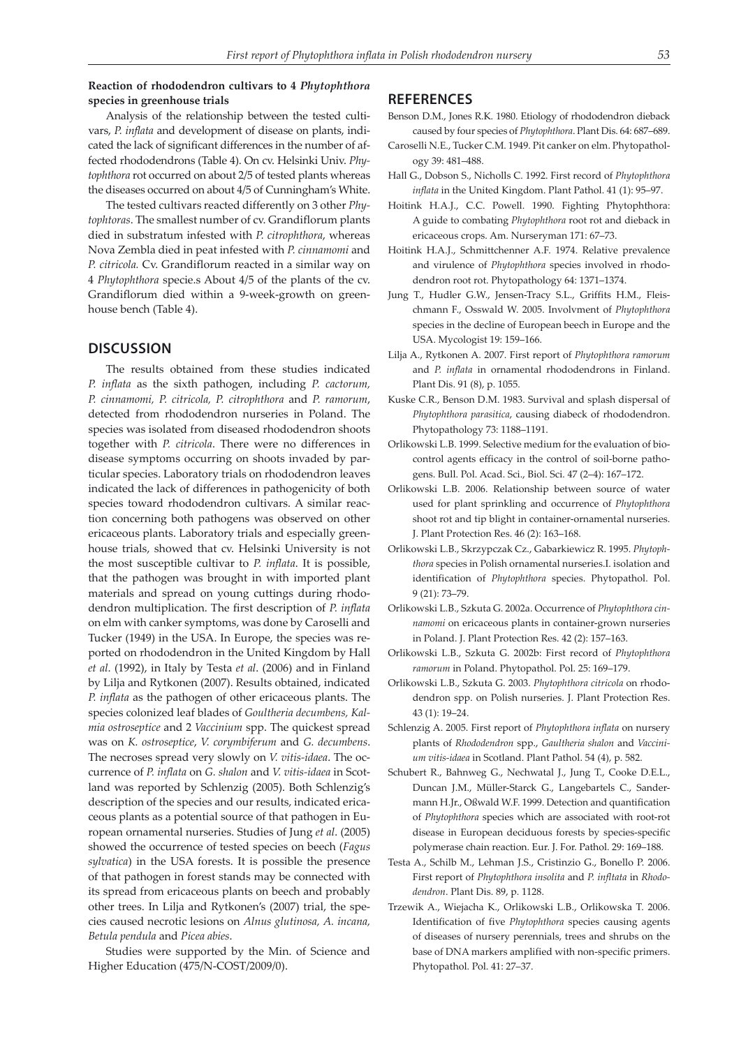**Reaction of rhododendron cultivars to 4 *Phytophthora* species in greenhouse trials**

Analysis of the relationship between the tested cultivars, *P. inflata* and development of disease on plants, indicated the lack of significant differences in the number of affected rhododendrons (Table 4). On cv. Helsinki Univ. *Phytophthora* rot occurred on about 2/5 of tested plants whereas the diseases occurred on about 4/5 of Cunningham's White.

The tested cultivars reacted differently on 3 other *Phytophtoras*. The smallest number of cv. Grandiflorum plants died in substratum infested with *P. citrophthora*, whereas Nova Zembla died in peat infested with *P. cinnamomi* and *P. citricola.* Cv. Grandiflorum reacted in a similar way on 4 *Phytophthora* specie.s About 4/5 of the plants of the cv. Grandiflorum died within a 9-week-growth on greenhouse bench (Table 4).

## DISCUSSION

The results obtained from these studies indicated *P. inflata* as the sixth pathogen, including *P. cactorum, P. cinnamomi, P. citricola, P. citrophthora* and *P. ramorum*, detected from rhododendron nurseries in Poland. The species was isolated from diseased rhododendron shoots together with *P. citricola*. There were no differences in disease symptoms occurring on shoots invaded by particular species. Laboratory trials on rhododendron leaves indicated the lack of differences in pathogenicity of both species toward rhododendron cultivars. A similar reaction concerning both pathogens was observed on other ericaceous plants. Laboratory trials and especially greenhouse trials, showed that cv. Helsinki University is not the most susceptible cultivar to *P. inflata*. It is possible, that the pathogen was brought in with imported plant materials and spread on young cuttings during rhododendron multiplication. The first description of *P. inflata* on elm with canker symptoms, was done by Caroselli and Tucker (1949) in the USA. In Europe, the species was reported on rhododendron in the United Kingdom by Hall *et al*. (1992), in Italy by Testa *et al*. (2006) and in Finland by Lilja and Rytkonen (2007). Results obtained, indicated *P. inflata* as the pathogen of other ericaceous plants. The species colonized leaf blades of *Goultheria decumbens, Kalmia ostroseptice* and 2 *Vaccinium* spp. The quickest spread was on *K. ostroseptice*, *V. corymbiferum* and *G. decumbens*. The necroses spread very slowly on *V. vitis-idaea*. The occurrence of *P. inflata* on *G. shalon* and *V. vitis-idaea* in Scotland was reported by Schlenzig (2005). Both Schlenzig's description of the species and our results, indicated ericaceous plants as a potential source of that pathogen in European ornamental nurseries. Studies of Jung *et al*. (2005) showed the occurrence of tested species on beech (*Fagus sylvatica*) in the USA forests. It is possible the presence of that pathogen in forest stands may be connected with its spread from ericaceous plants on beech and probably other trees. In Lilja and Rytkonen's (2007) trial, the species caused necrotic lesions on *Alnus glutinosa, A. incana, Betula pendula* and *Picea abies*.

Studies were supported by the Min. of Science and Higher Education (475/N-COST/2009/0).

## REFERENCES

Benson D.M., Jones R.K. 1980. Etiology of rhododendron dieback caused by four species of *Phytophthora*. Plant Dis. 64: 687–689.

Caroselli N.E., Tucker C.M. 1949. Pit canker on elm. Phytopathology 39: 481–488.

Hall G., Dobson S., Nicholls C. 1992. First record of *Phytophthora inflata* in the United Kingdom. Plant Pathol. 41 (1): 95–97.

Hoitink H.A.J., C.C. Powell. 1990. Fighting Phytophthora: A guide to combating *Phytophthora* root rot and dieback in ericaceous crops. Am. Nurseryman 171: 67–73.

Hoitink H.A.J., Schmittchenner A.F. 1974. Relative prevalence and virulence of *Phytophthora* species involved in rhododendron root rot. Phytopathology 64: 1371–1374.

Jung T., Hudler G.W., Jensen-Tracy S.L., Griffits H.M., Fleischmann F., Osswald W. 2005. Involvment of *Phytophthora* species in the decline of European beech in Europe and the USA. Mycologist 19: 159–166.

Lilja A., Rytkonen A. 2007. First report of *Phytophthora ramorum* and *P. inflata* in ornamental rhododendrons in Finland. Plant Dis. 91 (8), p. 1055.

Kuske C.R., Benson D.M. 1983. Survival and splash dispersal of *Phytophthora parasitica*, causing diabeck of rhododendron. Phytopathology 73: 1188–1191.

Orlikowski L.B. 1999. Selective medium for the evaluation of biocontrol agents efficacy in the control of soil-borne pathogens. Bull. Pol. Acad. Sci., Biol. Sci. 47 (2–4): 167–172.

Orlikowski L.B. 2006. Relationship between source of water used for plant sprinkling and occurrence of *Phytophthora* shoot rot and tip blight in container-ornamental nurseries. J. Plant Protection Res. 46 (2): 163–168.

Orlikowski L.B., Skrzypczak Cz., Gabarkiewicz R. 1995. *Phytophthora* species in Polish ornamental nurseries.I. isolation and identification of *Phytophthora* species. Phytopathol. Pol. 9 (21): 73–79.

Orlikowski L.B., Szkuta G. 2002a. Occurrence of *Phytophthora cinnamomi* on ericaceous plants in container-grown nurseries in Poland. J. Plant Protection Res. 42 (2): 157–163.

Orlikowski L.B., Szkuta G. 2002b: First record of *Phytophthora ramorum* in Poland. Phytopathol. Pol. 25: 169–179.

Orlikowski L.B., Szkuta G. 2003. *Phytophthora citricola* on rhododendron spp. on Polish nurseries. J. Plant Protection Res. 43 (1): 19–24.

Schlenzig A. 2005. First report of *Phytophthora inflata* on nursery plants of *Rhododendron* spp., *Gaultheria shalon* and *Vaccinium vitis-idaea* in Scotland. Plant Pathol. 54 (4), p. 582.

Schubert R., Bahnweg G., Nechwatal J., Jung T., Cooke D.E.L., Duncan J.M., Müller-Starck G., Langebartels C., Sandermann H.Jr., Oßwald W.F. 1999. Detection and quantification of *Phytophthora* species which are associated with root-rot disease in European deciduous forests by species-specific polymerase chain reaction. Eur. J. For. Pathol. 29: 169–188.

Testa A., Schilb M., Lehman J.S., Cristinzio G., Bonello P. 2006. First report of *Phytophthora insolita* and *P. infltata* in *Rhododendron*. Plant Dis. 89, p. 1128.

Trzewik A., Wiejacha K., Orlikowski L.B., Orlikowska T. 2006. Identification of five *Phytophthora* species causing agents of diseases of nursery perennials, trees and shrubs on the base of DNA markers amplified with non-specific primers. Phytopathol. Pol. 41: 27–37.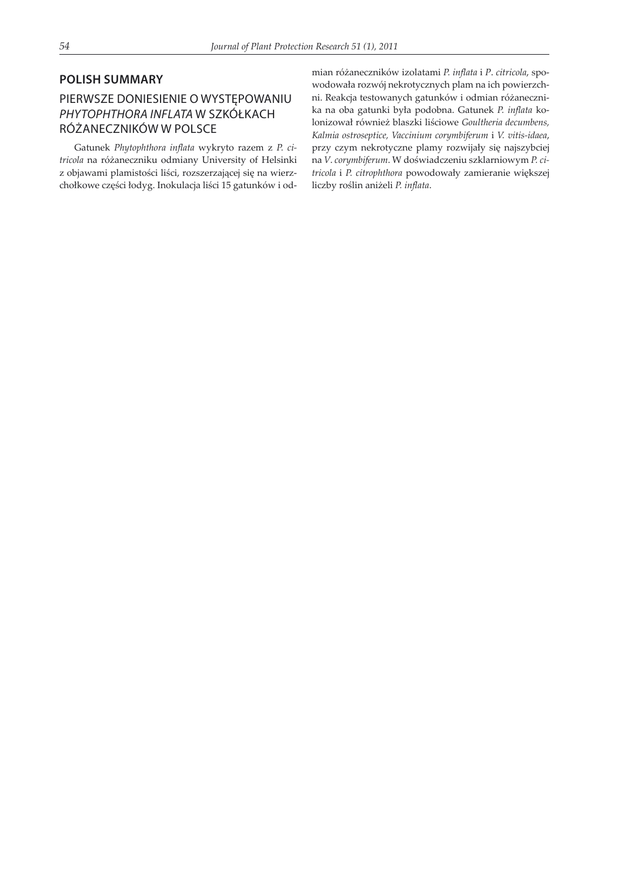## POLISH SUMMARY

### PIERWSZE DONIESIENIE O WYSTĘPOWANIU *PHYTOPHTHORA INFLATA* W SZKÓŁKACH RÓŻANECZNIKÓW W POLSCE

Gatunek *Phytophthora inflata* wykryto razem z *P. citricola* na różaneczniku odmiany University of Helsinki z objawami plamistości liści, rozszerzającej się na wierzchołkowe części łodyg. Inokulacja liści 15 gatunków i odmian różaneczników izolatami *P. inflata* i *P. citricola*, spowodowała rozwój nekrotycznych plam na ich powierzchni. Reakcja testowanych gatunków i odmian różanecznika na oba gatunki była podobna. Gatunek *P. inflata* kolonizował również blaszki liściowe *Goultheria decumbens, Kalmia ostroseptice, Vaccinium corymbiferum* i *V. vitis-idaea*, przy czym nekrotyczne plamy rozwijały się najszybciej na *V. corymbiferum*. W doświadczeniu szklarniowym *P. citricola* i *P. citrophthora* powodowały zamieranie większej liczby roślin aniżeli *P. inflata*.